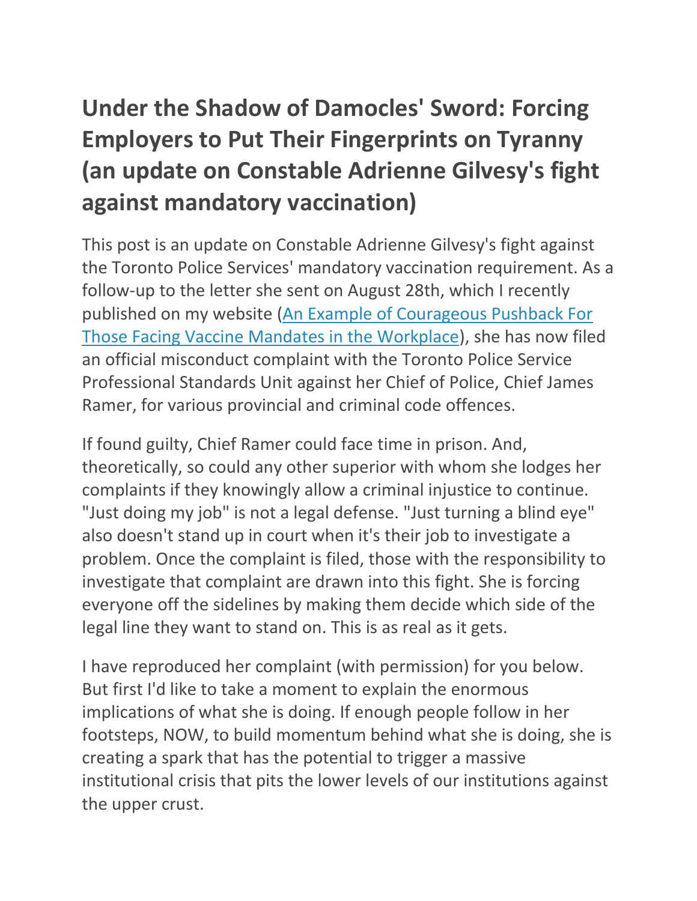# Under the Shadow of Damocles' Sword: Forcing Employers to Put Their Fingerprints on Tyranny (an update on Constable Adrienne Gilvesy's fight against mandatory vaccination)

This post is an update on Constable Adrienne Gilvesy's fight against the Toronto Police Services' mandatory vaccination requirement. As a follow-up to the letter she sent on August 28th, which I recently published on my website ([An Example of Courageous Pushback For Those Facing Vaccine Mandates in the Workplace]()), she has now filed an official misconduct complaint with the Toronto Police Service Professional Standards Unit against her Chief of Police, Chief James Ramer, for various provincial and criminal code offences.

If found guilty, Chief Ramer could face time in prison. And, theoretically, so could any other superior with whom she lodges her complaints if they knowingly allow a criminal injustice to continue. "Just doing my job" is not a legal defense. "Just turning a blind eye" also doesn't stand up in court when it's their job to investigate a problem. Once the complaint is filed, those with the responsibility to investigate that complaint are drawn into this fight. She is forcing everyone off the sidelines by making them decide which side of the legal line they want to stand on. This is as real as it gets.

I have reproduced her complaint (with permission) for you below. But first I'd like to take a moment to explain the enormous implications of what she is doing. If enough people follow in her footsteps, NOW, to build momentum behind what she is doing, she is creating a spark that has the potential to trigger a massive institutional crisis that pits the lower levels of our institutions against the upper crust.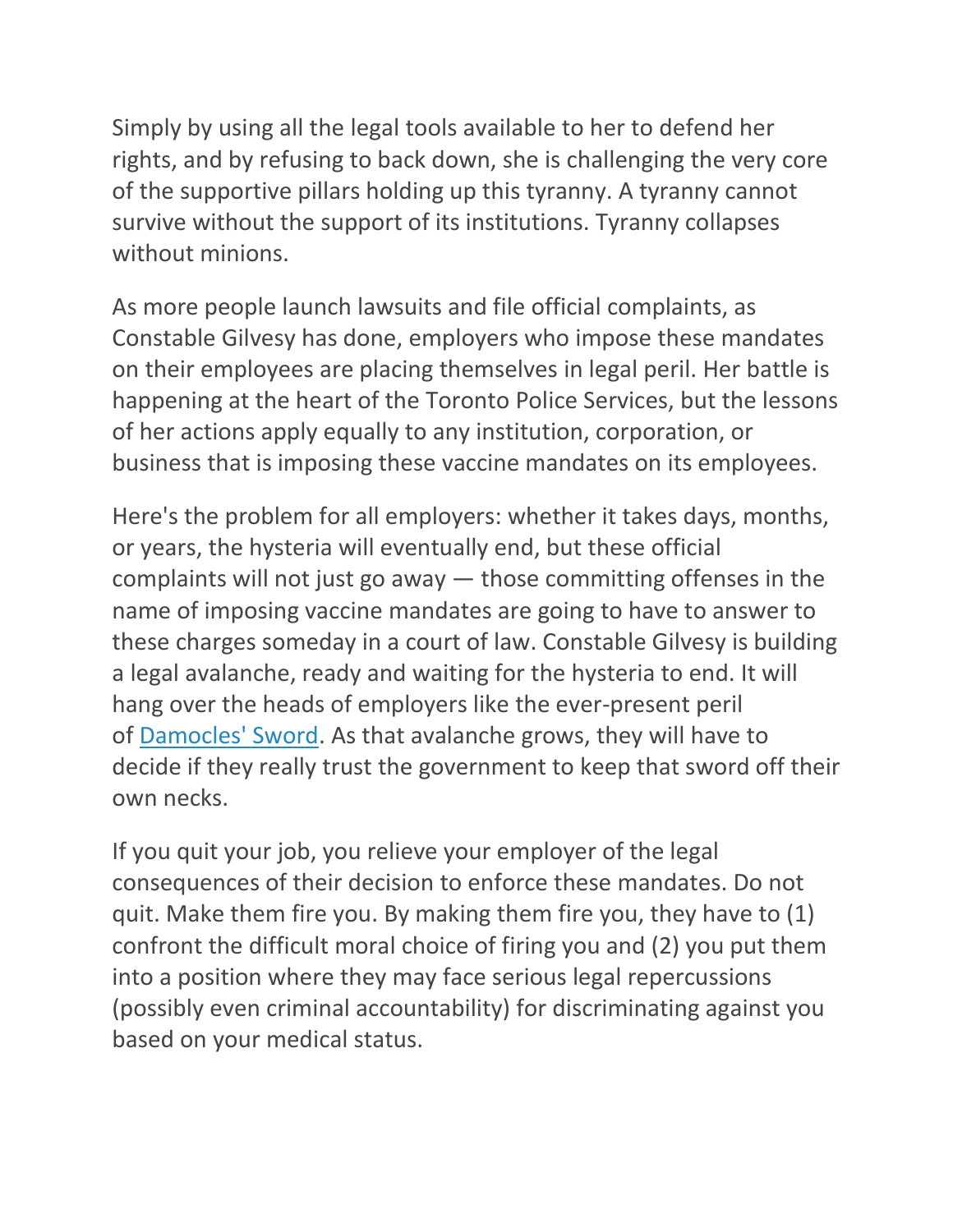Simply by using all the legal tools available to her to defend her rights, and by refusing to back down, she is challenging the very core of the supportive pillars holding up this tyranny. A tyranny cannot survive without the support of its institutions. Tyranny collapses without minions.

As more people launch lawsuits and file official complaints, as Constable Gilvesy has done, employers who impose these mandates on their employees are placing themselves in legal peril. Her battle is happening at the heart of the Toronto Police Services, but the lessons of her actions apply equally to any institution, corporation, or business that is imposing these vaccine mandates on its employees.

Here's the problem for all employers: whether it takes days, months, or years, the hysteria will eventually end, but these official complaints will not just go away — those committing offenses in the name of imposing vaccine mandates are going to have to answer to these charges someday in a court of law. Constable Gilvesy is building a legal avalanche, ready and waiting for the hysteria to end. It will hang over the heads of employers like the ever-present peril of Damocles' Sword. As that avalanche grows, they will have to decide if they really trust the government to keep that sword off their own necks.

If you quit your job, you relieve your employer of the legal consequences of their decision to enforce these mandates. Do not quit. Make them fire you. By making them fire you, they have to (1) confront the difficult moral choice of firing you and (2) you put them into a position where they may face serious legal repercussions (possibly even criminal accountability) for discriminating against you based on your medical status.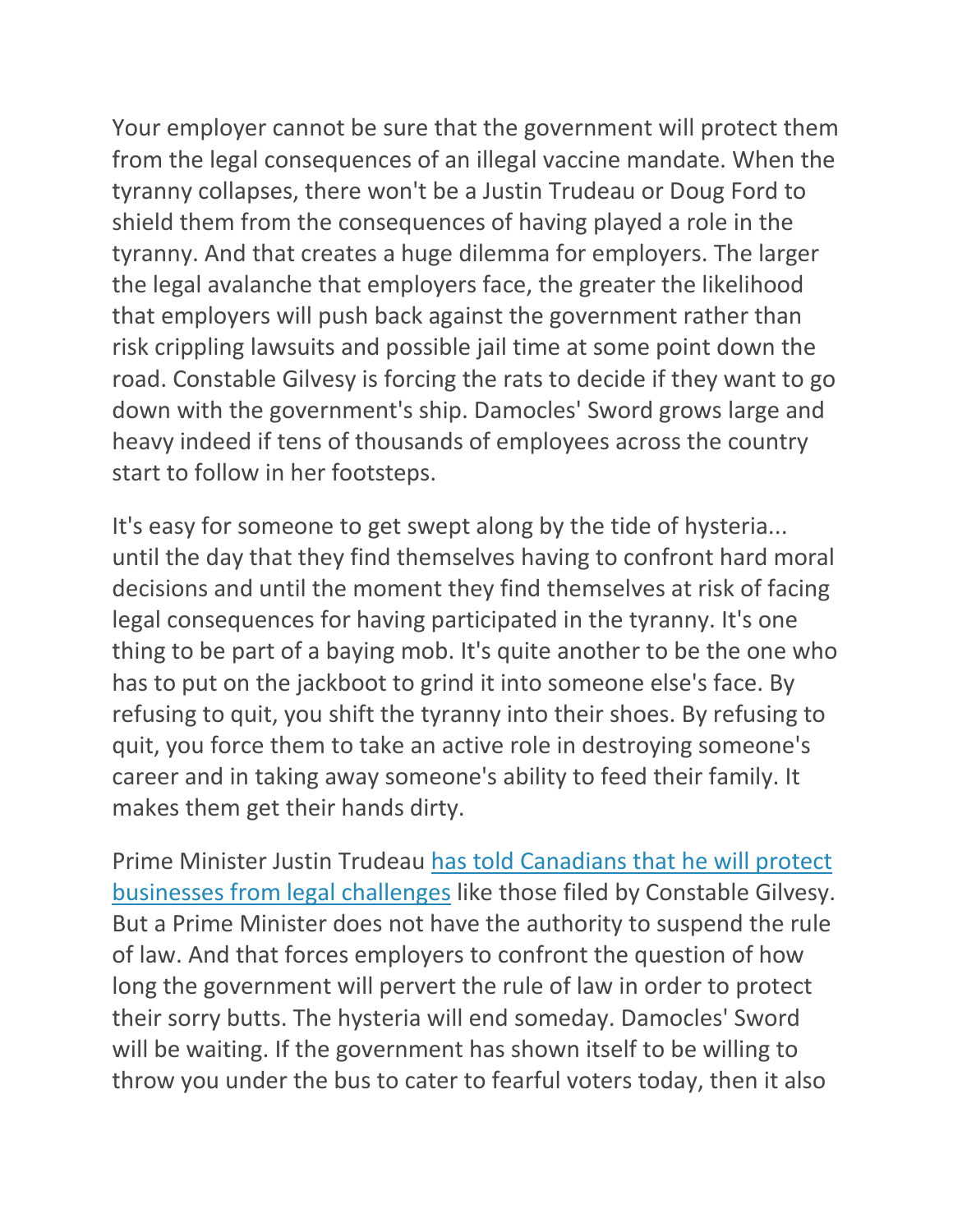Your employer cannot be sure that the government will protect them from the legal consequences of an illegal vaccine mandate. When the tyranny collapses, there won't be a Justin Trudeau or Doug Ford to shield them from the consequences of having played a role in the tyranny. And that creates a huge dilemma for employers. The larger the legal avalanche that employers face, the greater the likelihood that employers will push back against the government rather than risk crippling lawsuits and possible jail time at some point down the road. Constable Gilvesy is forcing the rats to decide if they want to go down with the government's ship. Damocles' Sword grows large and heavy indeed if tens of thousands of employees across the country start to follow in her footsteps.

It's easy for someone to get swept along by the tide of hysteria... until the day that they find themselves having to confront hard moral decisions and until the moment they find themselves at risk of facing legal consequences for having participated in the tyranny. It's one thing to be part of a baying mob. It's quite another to be the one who has to put on the jackboot to grind it into someone else's face. By refusing to quit, you shift the tyranny into their shoes. By refusing to quit, you force them to take an active role in destroying someone's career and in taking away someone's ability to feed their family. It makes them get their hands dirty.

Prime Minister Justin Trudeau has told Canadians that he will protect businesses from legal challenges like those filed by Constable Gilvesy. But a Prime Minister does not have the authority to suspend the rule of law. And that forces employers to confront the question of how long the government will pervert the rule of law in order to protect their sorry butts. The hysteria will end someday. Damocles' Sword will be waiting. If the government has shown itself to be willing to throw you under the bus to cater to fearful voters today, then it also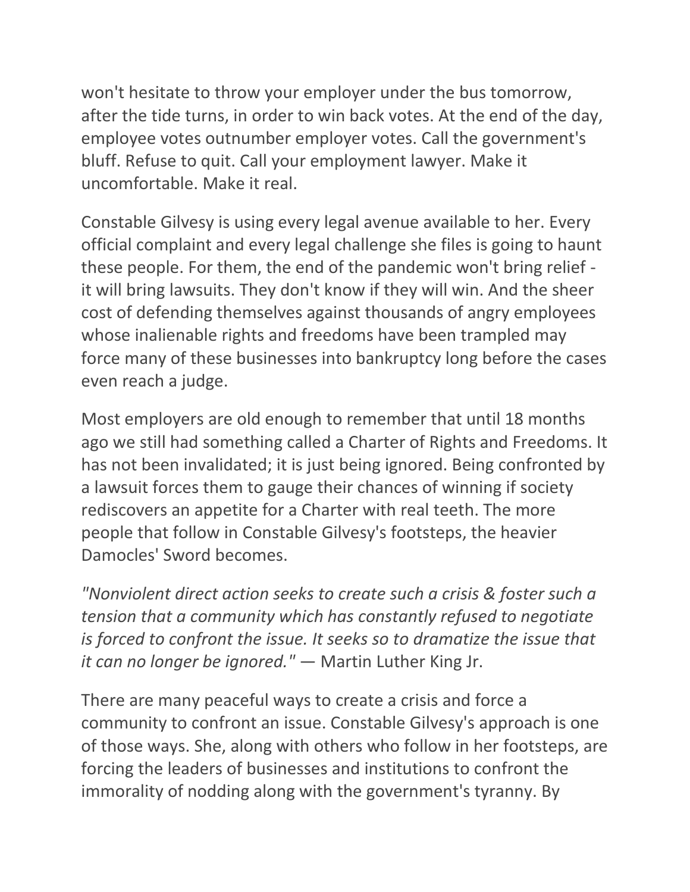won't hesitate to throw your employer under the bus tomorrow, after the tide turns, in order to win back votes. At the end of the day, employee votes outnumber employer votes. Call the government's bluff. Refuse to quit. Call your employment lawyer. Make it uncomfortable. Make it real.

Constable Gilvesy is using every legal avenue available to her. Every official complaint and every legal challenge she files is going to haunt these people. For them, the end of the pandemic won't bring relief - it will bring lawsuits. They don't know if they will win. And the sheer cost of defending themselves against thousands of angry employees whose inalienable rights and freedoms have been trampled may force many of these businesses into bankruptcy long before the cases even reach a judge.

Most employers are old enough to remember that until 18 months ago we still had something called a Charter of Rights and Freedoms. It has not been invalidated; it is just being ignored. Being confronted by a lawsuit forces them to gauge their chances of winning if society rediscovers an appetite for a Charter with real teeth. The more people that follow in Constable Gilvesy's footsteps, the heavier Damocles' Sword becomes.

*"Nonviolent direct action seeks to create such a crisis & foster such a tension that a community which has constantly refused to negotiate is forced to confront the issue. It seeks so to dramatize the issue that it can no longer be ignored."* — Martin Luther King Jr.

There are many peaceful ways to create a crisis and force a community to confront an issue. Constable Gilvesy's approach is one of those ways. She, along with others who follow in her footsteps, are forcing the leaders of businesses and institutions to confront the immorality of nodding along with the government's tyranny. By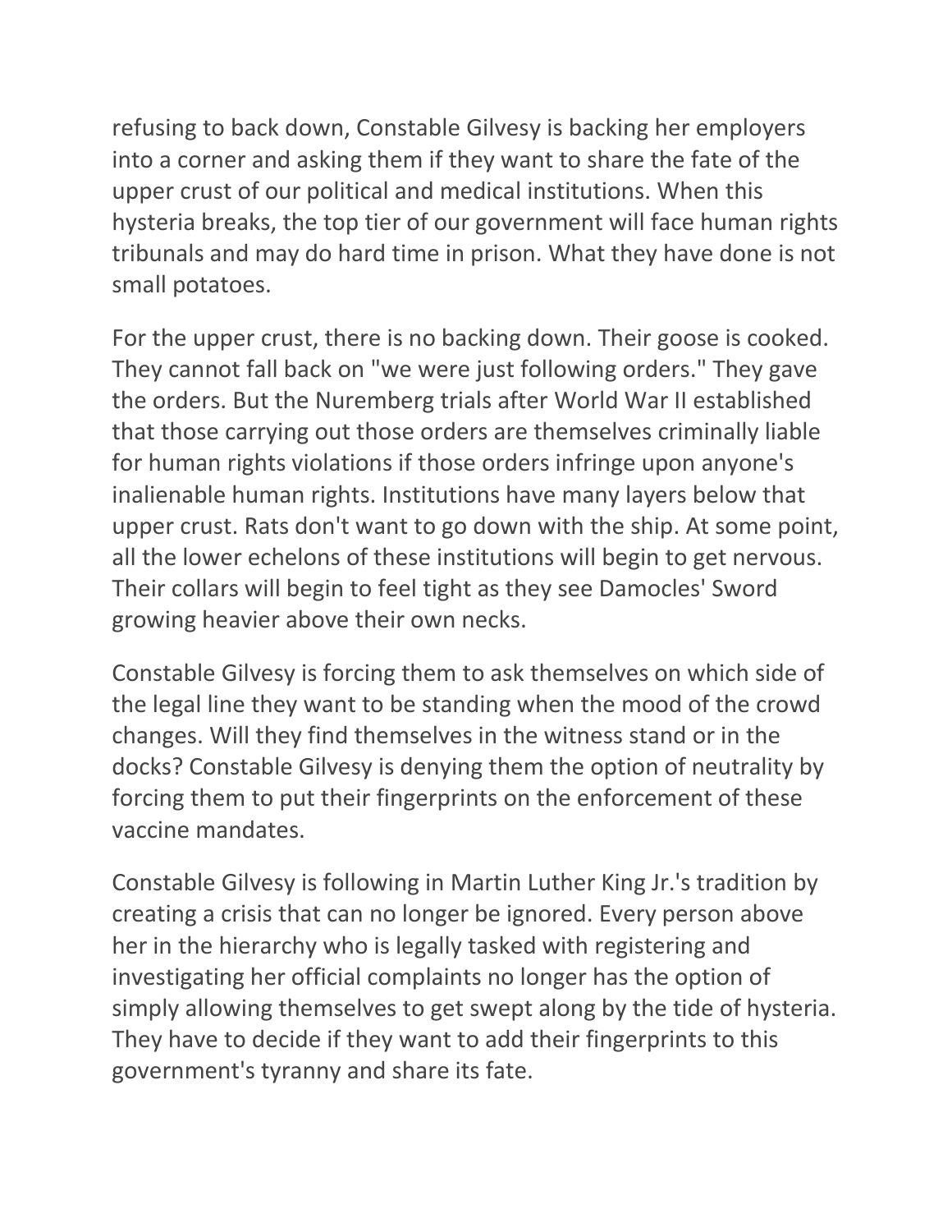refusing to back down, Constable Gilvesy is backing her employers into a corner and asking them if they want to share the fate of the upper crust of our political and medical institutions. When this hysteria breaks, the top tier of our government will face human rights tribunals and may do hard time in prison. What they have done is not small potatoes.

For the upper crust, there is no backing down. Their goose is cooked. They cannot fall back on "we were just following orders." They gave the orders. But the Nuremberg trials after World War II established that those carrying out those orders are themselves criminally liable for human rights violations if those orders infringe upon anyone's inalienable human rights. Institutions have many layers below that upper crust. Rats don't want to go down with the ship. At some point, all the lower echelons of these institutions will begin to get nervous. Their collars will begin to feel tight as they see Damocles' Sword growing heavier above their own necks.

Constable Gilvesy is forcing them to ask themselves on which side of the legal line they want to be standing when the mood of the crowd changes. Will they find themselves in the witness stand or in the docks? Constable Gilvesy is denying them the option of neutrality by forcing them to put their fingerprints on the enforcement of these vaccine mandates.

Constable Gilvesy is following in Martin Luther King Jr.'s tradition by creating a crisis that can no longer be ignored. Every person above her in the hierarchy who is legally tasked with registering and investigating her official complaints no longer has the option of simply allowing themselves to get swept along by the tide of hysteria. They have to decide if they want to add their fingerprints to this government's tyranny and share its fate.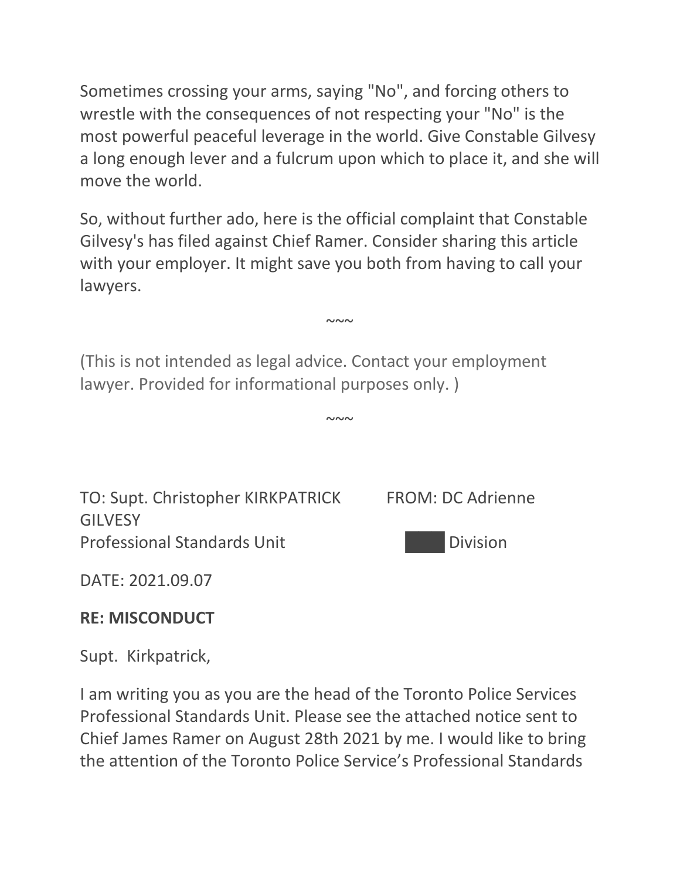Sometimes crossing your arms, saying "No", and forcing others to wrestle with the consequences of not respecting your "No" is the most powerful peaceful leverage in the world. Give Constable Gilvesy a long enough lever and a fulcrum upon which to place it, and she will move the world.

So, without further ado, here is the official complaint that Constable Gilvesy's has filed against Chief Ramer. Consider sharing this article with your employer. It might save you both from having to call your lawyers.

~~~

(This is not intended as legal advice. Contact your employment lawyer. Provided for informational purposes only. )

~~~

TO: Supt. Christopher KIRKPATRICK
Professional Standards Unit

FROM: DC Adrienne GILVESY
████ Division

DATE: 2021.09.07

**RE: MISCONDUCT**

Supt. Kirkpatrick,

I am writing you as you are the head of the Toronto Police Services Professional Standards Unit. Please see the attached notice sent to Chief James Ramer on August 28th 2021 by me. I would like to bring the attention of the Toronto Police Service's Professional Standards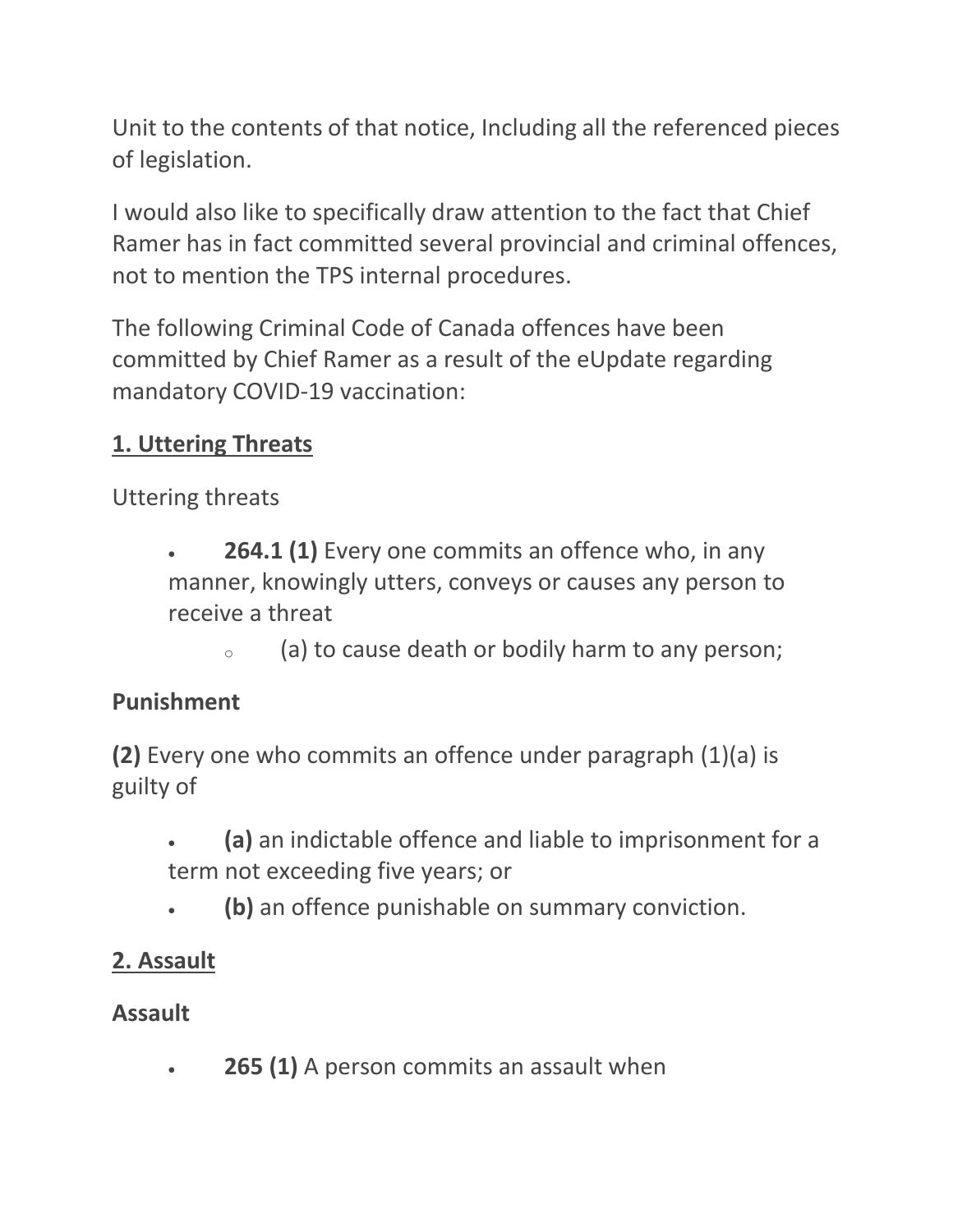Unit to the contents of that notice, Including all the referenced pieces of legislation.

I would also like to specifically draw attention to the fact that Chief Ramer has in fact committed several provincial and criminal offences, not to mention the TPS internal procedures.

The following Criminal Code of Canada offences have been committed by Chief Ramer as a result of the eUpdate regarding mandatory COVID-19 vaccination:

## 1. Uttering Threats

Uttering threats

- **264.1 (1)** Every one commits an offence who, in any manner, knowingly utters, conveys or causes any person to receive a threat
  - (a) to cause death or bodily harm to any person;

**Punishment**

**(2)** Every one who commits an offence under paragraph (1)(a) is guilty of

- **(a)** an indictable offence and liable to imprisonment for a term not exceeding five years; or
- **(b)** an offence punishable on summary conviction.

## 2. Assault

**Assault**

- **265 (1)** A person commits an assault when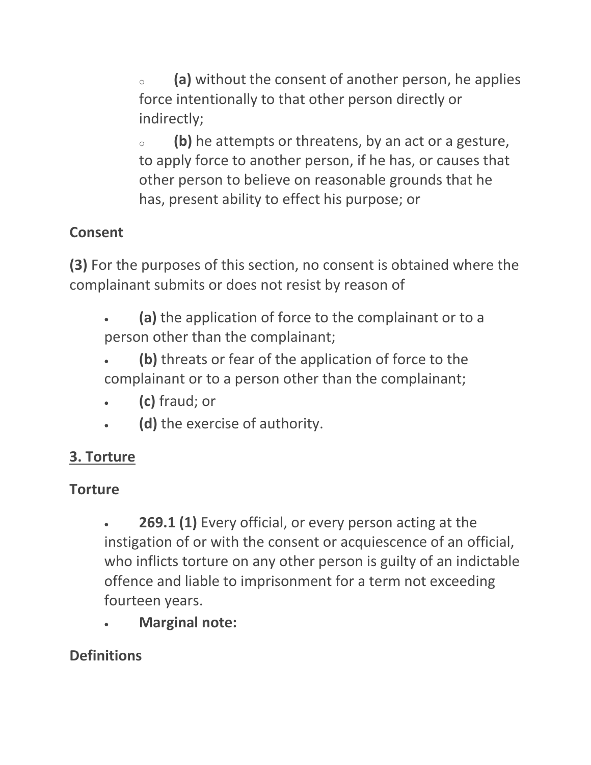- **(a)** without the consent of another person, he applies force intentionally to that other person directly or indirectly;
- **(b)** he attempts or threatens, by an act or a gesture, to apply force to another person, if he has, or causes that other person to believe on reasonable grounds that he has, present ability to effect his purpose; or

**Consent**

**(3)** For the purposes of this section, no consent is obtained where the complainant submits or does not resist by reason of

- **(a)** the application of force to the complainant or to a person other than the complainant;
- **(b)** threats or fear of the application of force to the complainant or to a person other than the complainant;
- **(c)** fraud; or
- **(d)** the exercise of authority.

## 3. Torture

**Torture**

- **269.1 (1)** Every official, or every person acting at the instigation of or with the consent or acquiescence of an official, who inflicts torture on any other person is guilty of an indictable offence and liable to imprisonment for a term not exceeding fourteen years.
- **Marginal note:**

**Definitions**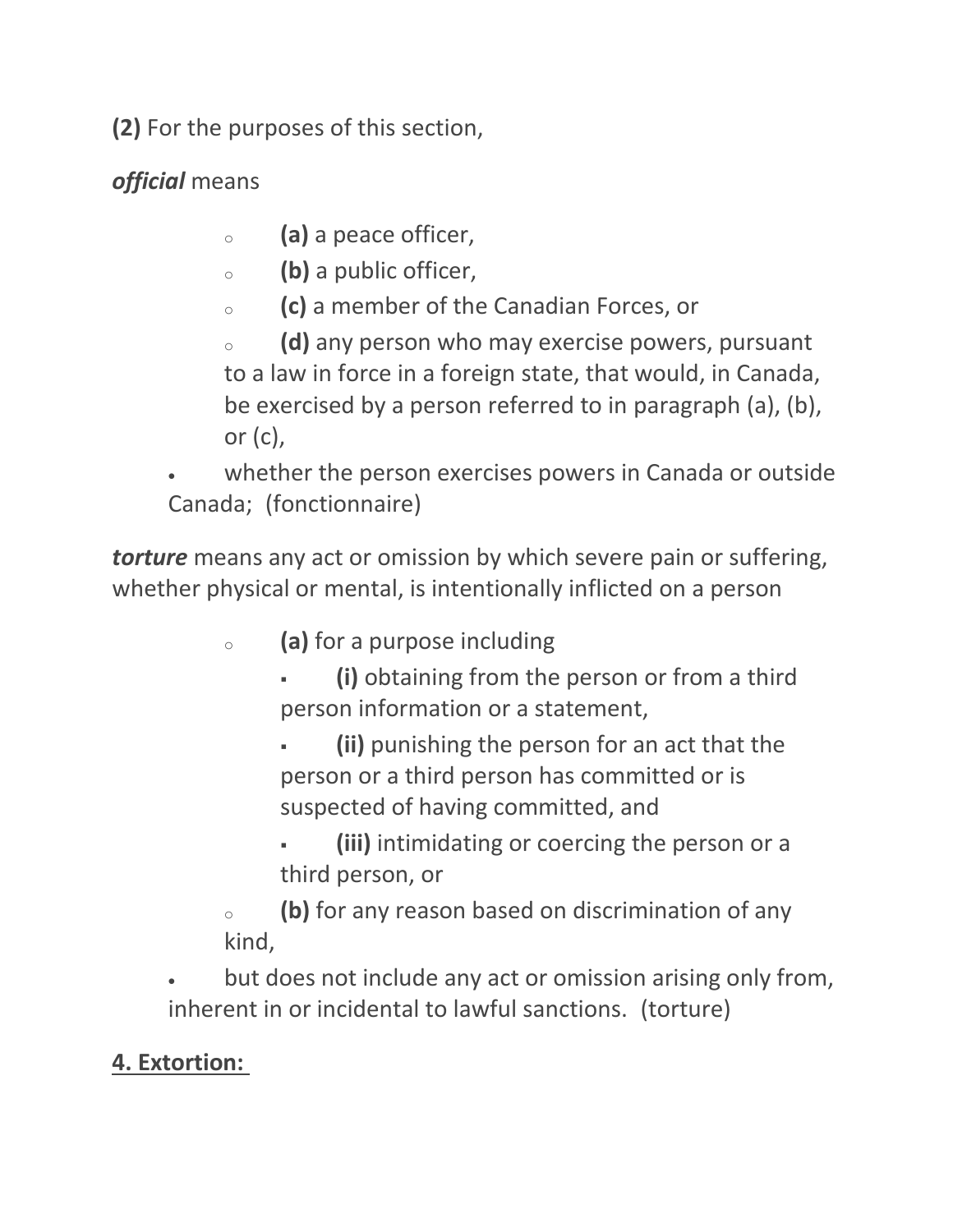**(2)** For the purposes of this section,

***official*** means

- **(a)** a peace officer,
- **(b)** a public officer,
- **(c)** a member of the Canadian Forces, or
- **(d)** any person who may exercise powers, pursuant to a law in force in a foreign state, that would, in Canada, be exercised by a person referred to in paragraph (a), (b), or (c),

whether the person exercises powers in Canada or outside Canada; (fonctionnaire)

***torture*** means any act or omission by which severe pain or suffering, whether physical or mental, is intentionally inflicted on a person

- **(a)** for a purpose including
  - **(i)** obtaining from the person or from a third person information or a statement,
  - **(ii)** punishing the person for an act that the person or a third person has committed or is suspected of having committed, and
  - **(iii)** intimidating or coercing the person or a third person, or
- **(b)** for any reason based on discrimination of any kind,

but does not include any act or omission arising only from, inherent in or incidental to lawful sanctions. (torture)

## **4. Extortion:**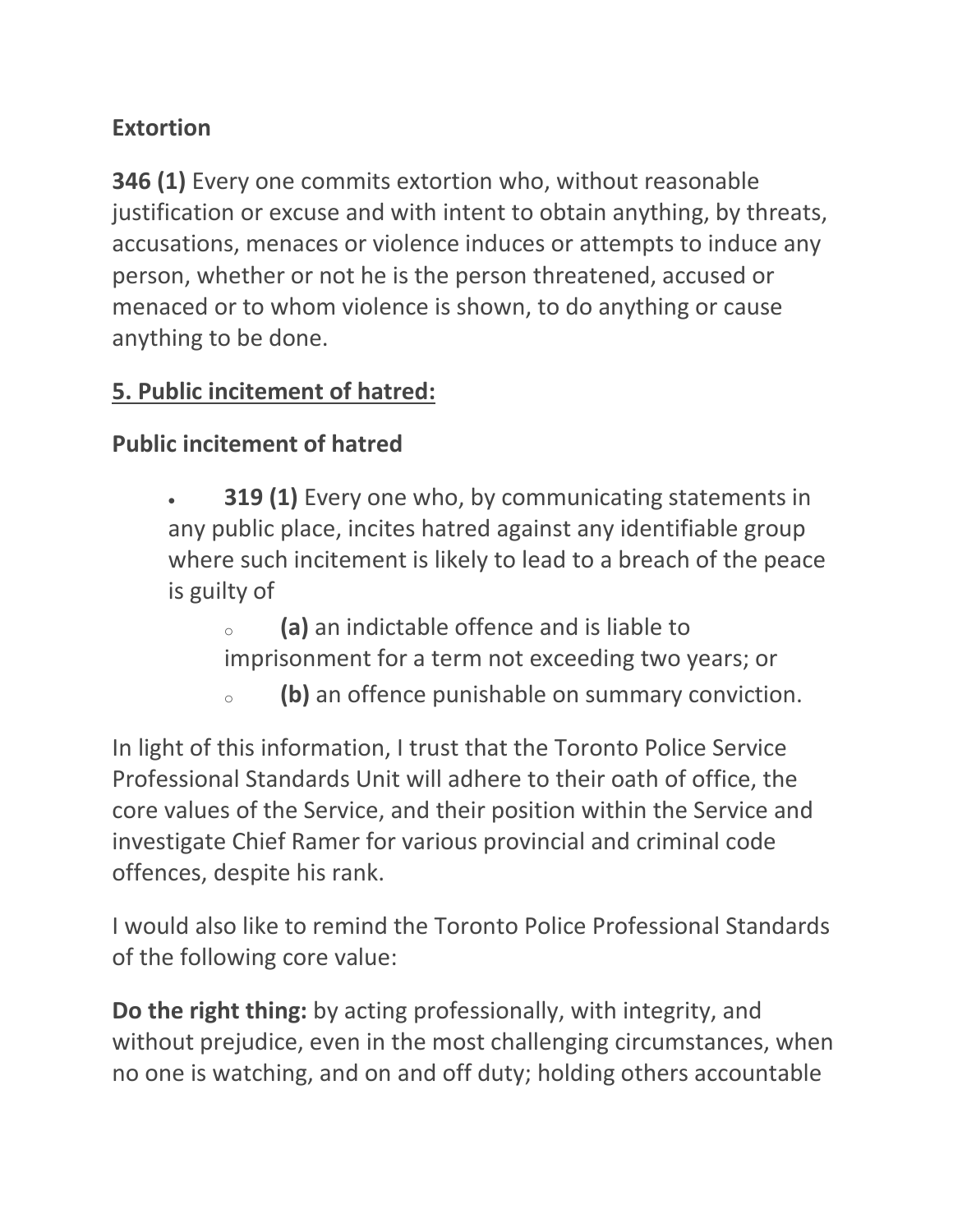**Extortion**

**346 (1)** Every one commits extortion who, without reasonable justification or excuse and with intent to obtain anything, by threats, accusations, menaces or violence induces or attempts to induce any person, whether or not he is the person threatened, accused or menaced or to whom violence is shown, to do anything or cause anything to be done.

**5. Public incitement of hatred:**

**Public incitement of hatred**

- **319 (1)** Every one who, by communicating statements in any public place, incites hatred against any identifiable group where such incitement is likely to lead to a breach of the peace is guilty of
  - **(a)** an indictable offence and is liable to imprisonment for a term not exceeding two years; or
  - **(b)** an offence punishable on summary conviction.

In light of this information, I trust that the Toronto Police Service Professional Standards Unit will adhere to their oath of office, the core values of the Service, and their position within the Service and investigate Chief Ramer for various provincial and criminal code offences, despite his rank.

I would also like to remind the Toronto Police Professional Standards of the following core value:

**Do the right thing:** by acting professionally, with integrity, and without prejudice, even in the most challenging circumstances, when no one is watching, and on and off duty; holding others accountable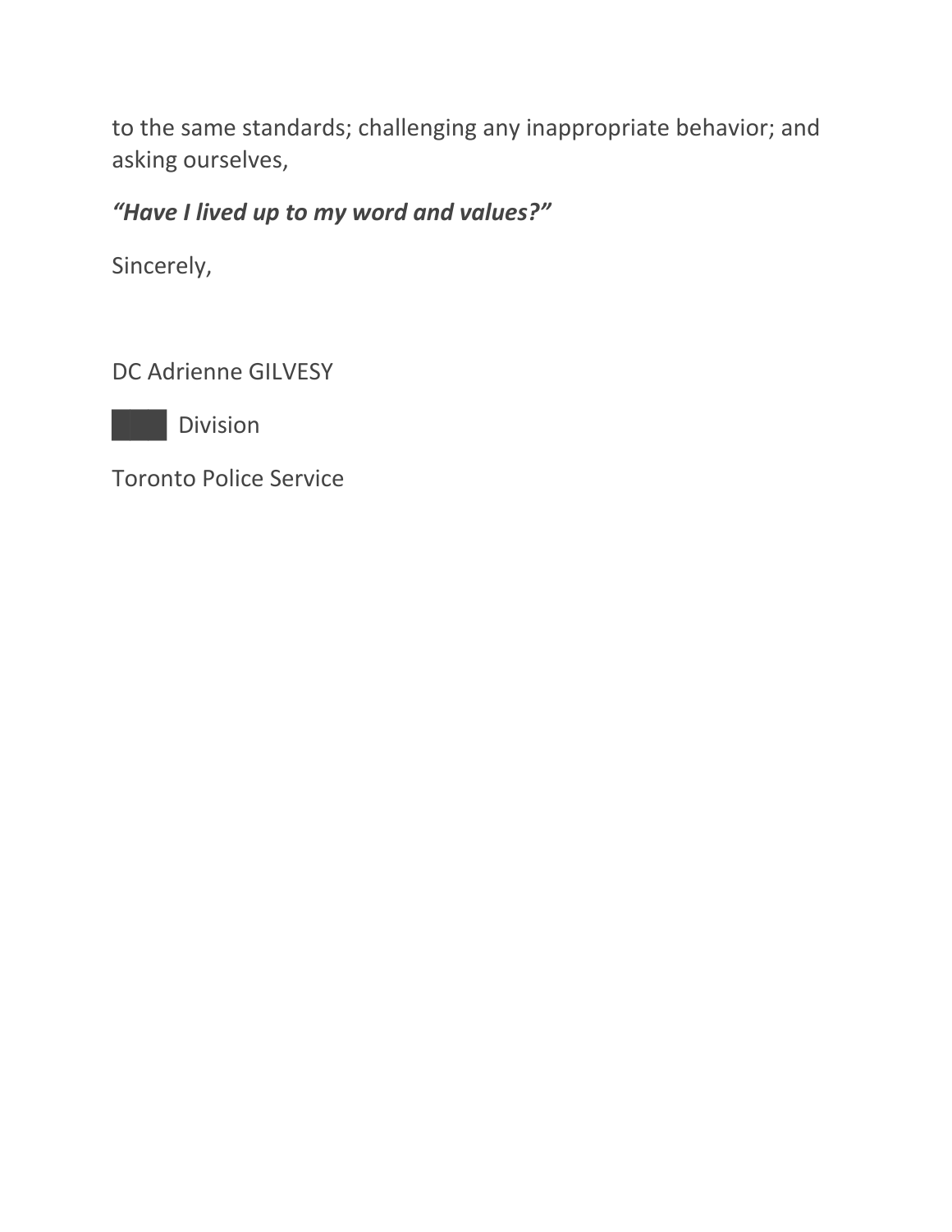to the same standards; challenging any inappropriate behavior; and asking ourselves,

***"Have I lived up to my word and values?"***

Sincerely,

DC Adrienne GILVESY

███ Division

Toronto Police Service